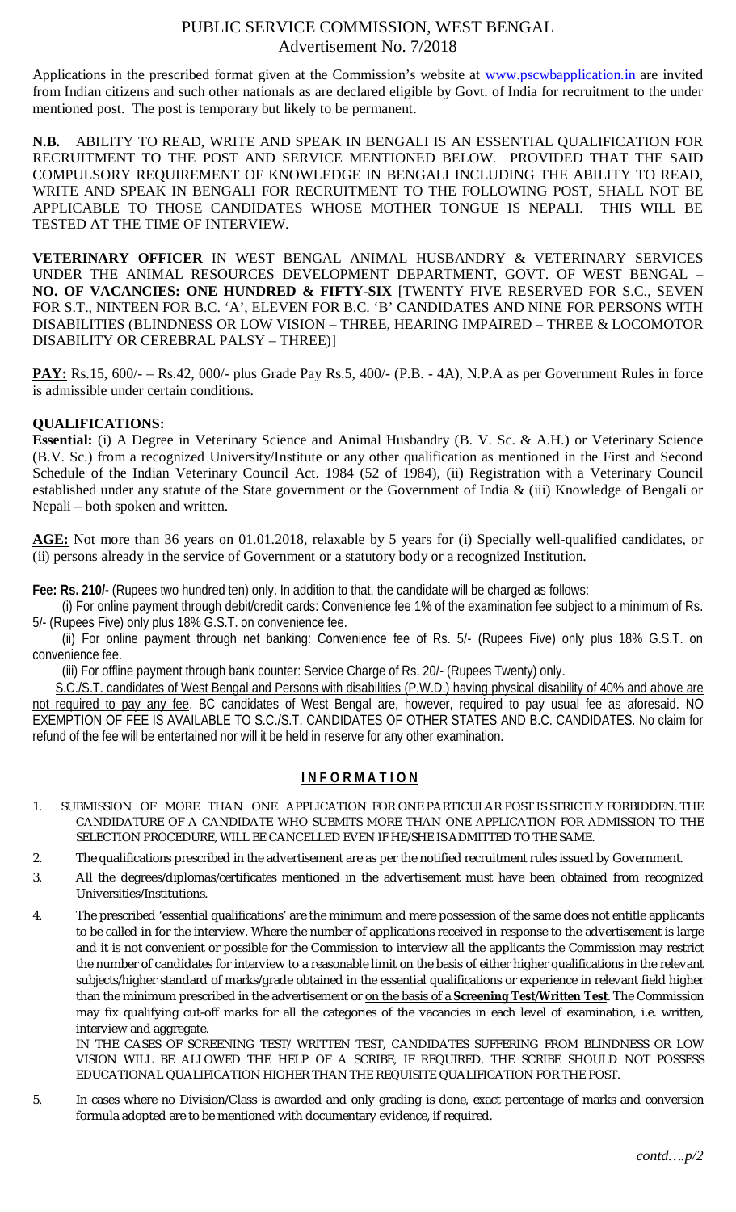# PUBLIC SERVICE COMMISSION, WEST BENGAL

## Advertisement No. 7/2018

Applications in the prescribed format given at the Commission's website at www.pscwbapplication.in are invited from Indian citizens and such other nationals as are declared eligible by Govt. of India for recruitment to the under mentioned post. The post is temporary but likely to be permanent.

**N.B.** ABILITY TO READ, WRITE AND SPEAK IN BENGALI IS AN ESSENTIAL QUALIFICATION FOR RECRUITMENT TO THE POST AND SERVICE MENTIONED BELOW. PROVIDED THAT THE SAID COMPULSORY REQUIREMENT OF KNOWLEDGE IN BENGALI INCLUDING THE ABILITY TO READ, WRITE AND SPEAK IN BENGALI FOR RECRUITMENT TO THE FOLLOWING POST, SHALL NOT BE APPLICABLE TO THOSE CANDIDATES WHOSE MOTHER TONGUE IS NEPALI. THIS WILL BE TESTED AT THE TIME OF INTERVIEW.

**VETERINARY OFFICER** IN WEST BENGAL ANIMAL HUSBANDRY & VETERINARY SERVICES UNDER THE ANIMAL RESOURCES DEVELOPMENT DEPARTMENT, GOVT. OF WEST BENGAL – **NO. OF VACANCIES: ONE HUNDRED & FIFTY-SIX** [TWENTY FIVE RESERVED FOR S.C., SEVEN FOR S.T., NINTEEN FOR B.C. 'A', ELEVEN FOR B.C. 'B' CANDIDATES AND NINE FOR PERSONS WITH DISABILITIES (BLINDNESS OR LOW VISION – THREE, HEARING IMPAIRED – THREE & LOCOMOTOR DISABILITY OR CEREBRAL PALSY – THREE)]

**PAY:** Rs.15, 600/- – Rs.42, 000/- plus Grade Pay Rs.5, 400/- (P.B. - 4A), N.P.A as per Government Rules in force is admissible under certain conditions.

**QUALIFICATIONS:**

**Essential:** (i) A Degree in Veterinary Science and Animal Husbandry (B. V. Sc. & A.H.) or Veterinary Science (B.V. Sc.) from a recognized University/Institute or any other qualification as mentioned in the First and Second Schedule of the Indian Veterinary Council Act. 1984 (52 of 1984), (ii) Registration with a Veterinary Council established under any statute of the State government or the Government of India & (iii) Knowledge of Bengali or Nepali – both spoken and written.

**AGE:** Not more than 36 years on 01.01.2018, relaxable by 5 years for (i) Specially well-qualified candidates, or (ii) persons already in the service of Government or a statutory body or a recognized Institution.

**Fee: Rs. 210/-** (Rupees two hundred ten) only. In addition to that, the candidate will be charged as follows:

(i) For online payment through debit/credit cards: Convenience fee 1% of the examination fee subject to a minimum of Rs. 5/- (Rupees Five) only plus 18% G.S.T. on convenience fee.

(ii) For online payment through net banking: Convenience fee of Rs. 5/- (Rupees Five) only plus 18% G.S.T. on convenience fee.

(iii) For offline payment through bank counter: Service Charge of Rs. 20/- (Rupees Twenty) only.

S.C./S.T. candidates of West Bengal and Persons with disabilities (P.W.D.) having physical disability of 40% and above are not required to pay any fee. BC candidates of West Bengal are, however, required to pay usual fee as aforesaid. NO EXEMPTION OF FEE IS AVAILABLE TO S.C./S.T. CANDIDATES OF OTHER STATES AND B.C. CANDIDATES. No claim for refund of the fee will be entertained nor will it be held in reserve for any other examination.

## INFORMATION

1. SUBMISSION OF MORE THAN ONE APPLICATION FOR ONE PARTICULAR POST IS STRICTLY FORBIDDEN. THE CANDIDATURE OF A CANDIDATE WHO SUBMITS MORE THAN ONE APPLICATION FOR ADMISSION TO THE SELECTION PROCEDURE, WILL BE CANCELLED EVEN IF HE/SHE IS ADMITTED TO THE SAME.
2. The qualifications prescribed in the advertisement are as per the notified recruitment rules issued by Government.
3. All the degrees/diplomas/certificates mentioned in the advertisement must have been obtained from recognized Universities/Institutions.
4. The prescribed 'essential qualifications' are the minimum and mere possession of the same does not entitle applicants to be called in for the interview. Where the number of applications received in response to the advertisement is large and it is not convenient or possible for the Commission to interview all the applicants the Commission may restrict the number of candidates for interview to a reasonable limit on the basis of either higher qualifications in the relevant subjects/higher standard of marks/grade obtained in the essential qualifications or experience in relevant field higher than the minimum prescribed in the advertisement or on the basis of a **Screening Test/Written Test**. The Commission may fix qualifying cut-off marks for all the categories of the vacancies in each level of examination, i.e. written, interview and aggregate.

   IN THE CASES OF SCREENING TEST/ WRITTEN TEST, CANDIDATES SUFFERING FROM BLINDNESS OR LOW VISION WILL BE ALLOWED THE HELP OF A SCRIBE, IF REQUIRED. THE SCRIBE SHOULD NOT POSSESS EDUCATIONAL QUALIFICATION HIGHER THAN THE REQUISITE QUALIFICATION FOR THE POST.
5. In cases where no Division/Class is awarded and only grading is done, exact percentage of marks and conversion formula adopted are to be mentioned with documentary evidence, if required.

*contd….p/2*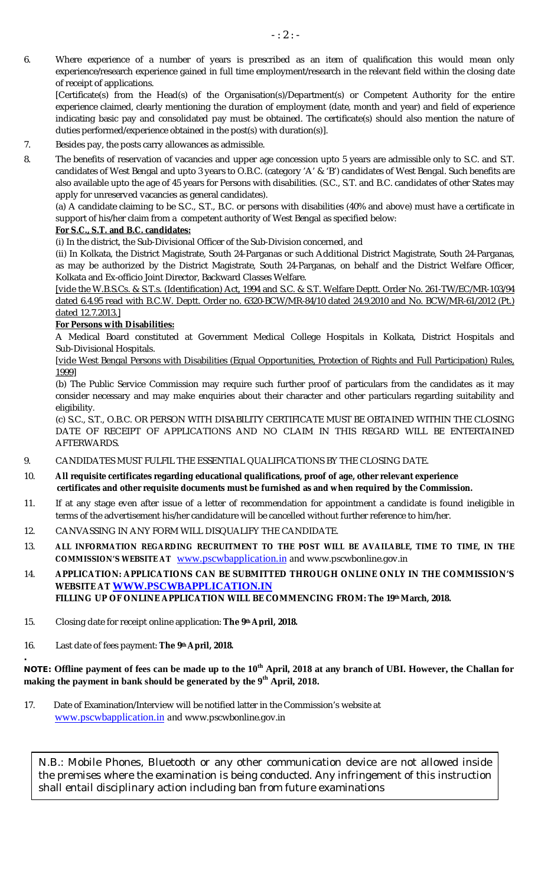6. Where experience of a number of years is prescribed as an item of qualification this would mean only experience/research experience gained in full time employment/research in the relevant field within the closing date of receipt of applications.

   [Certificate(s) from the Head(s) of the Organisation(s)/Department(s) or Competent Authority for the entire experience claimed, clearly mentioning the duration of employment (date, month and year) and field of experience indicating basic pay and consolidated pay must be obtained. The certificate(s) should also mention the nature of duties performed/experience obtained in the post(s) with duration(s)].

7. Besides pay, the posts carry allowances as admissible.

8. The benefits of reservation of vacancies and upper age concession upto 5 years are admissible only to S.C. and S.T. candidates of West Bengal and upto 3 years to O.B.C. (category 'A' & 'B') candidates of West Bengal. Such benefits are also available upto the age of 45 years for Persons with disabilities. (S.C., S.T. and B.C. candidates of other States may apply for unreserved vacancies as general candidates).

   (a) A candidate claiming to be S.C., S.T., B.C. or persons with disabilities (40% and above) must have a certificate in support of his/her claim from a competent authority of West Bengal as specified below:

   **For S.C., S.T. and B.C. candidates:**

   (i) In the district, the Sub-Divisional Officer of the Sub-Division concerned, and

   (ii) In Kolkata, the District Magistrate, South 24-Parganas or such Additional District Magistrate, South 24-Parganas, as may be authorized by the District Magistrate, South 24-Parganas, on behalf and the District Welfare Officer, Kolkata and Ex-officio Joint Director, Backward Classes Welfare.

   [vide the W.B.S.Cs. & S.T.s. (Identification) Act, 1994 and S.C. & S.T. Welfare Deptt. Order No. 261-TW/EC/MR-103/94 dated 6.4.95 read with B.C.W. Deptt. Order no. 6320-BCW/MR-84/10 dated 24.9.2010 and No. BCW/MR-61/2012 (Pt.) dated 12.7.2013.]

   **For Persons with Disabilities:**

   A Medical Board constituted at Government Medical College Hospitals in Kolkata, District Hospitals and Sub-Divisional Hospitals.

   [vide West Bengal Persons with Disabilities (Equal Opportunities, Protection of Rights and Full Participation) Rules, 1999]

   (b) The Public Service Commission may require such further proof of particulars from the candidates as it may consider necessary and may make enquiries about their character and other particulars regarding suitability and eligibility.

   (c) S.C., S.T., O.B.C. OR PERSON WITH DISABILITY CERTIFICATE MUST BE OBTAINED WITHIN THE CLOSING DATE OF RECEIPT OF APPLICATIONS AND NO CLAIM IN THIS REGARD WILL BE ENTERTAINED AFTERWARDS.

9. CANDIDATES MUST FULFIL THE ESSENTIAL QUALIFICATIONS BY THE CLOSING DATE.

10. **All requisite certificates regarding educational qualifications, proof of age, other relevant experience certificates and other requisite documents must be furnished as and when required by the Commission.**

11. If at any stage even after issue of a letter of recommendation for appointment a candidate is found ineligible in terms of the advertisement his/her candidature will be cancelled without further reference to him/her.

12. CANVASSING IN ANY FORM WILL DISQUALIFY THE CANDIDATE.

13. **ALL INFORMATION REGARDING RECRUITMENT TO THE POST WILL BE AVAILABLE, TIME TO TIME, IN THE COMMISSION'S WEBSITE AT** www.pscwbapplication.in and www.pscwbonline.gov.in

14. **APPLICATION: APPLICATIONS CAN BE SUBMITTED THROUGH ONLINE ONLY IN THE COMMISSION'S WEBSITE AT WWW.PSCWBAPPLICATION.IN**
    **FILLING UP OF ONLINE APPLICATION WILL BE COMMENCING FROM: The 19th March, 2018.**

15. Closing date for receipt online application: **The 9th April, 2018.**

16. Last date of fees payment: **The 9th April, 2018.**

**NOTE: Offline payment of fees can be made up to the 10th April, 2018 at any branch of UBI. However, the Challan for making the payment in bank should be generated by the 9th April, 2018.**

17. Date of Examination/Interview will be notified latter in the Commission's website at www.pscwbapplication.in and www.pscwbonline.gov.in

N.B.: Mobile Phones, Bluetooth or any other communication device are not allowed inside the premises where the examination is being conducted. Any infringement of this instruction shall entail disciplinary action including ban from future examinations